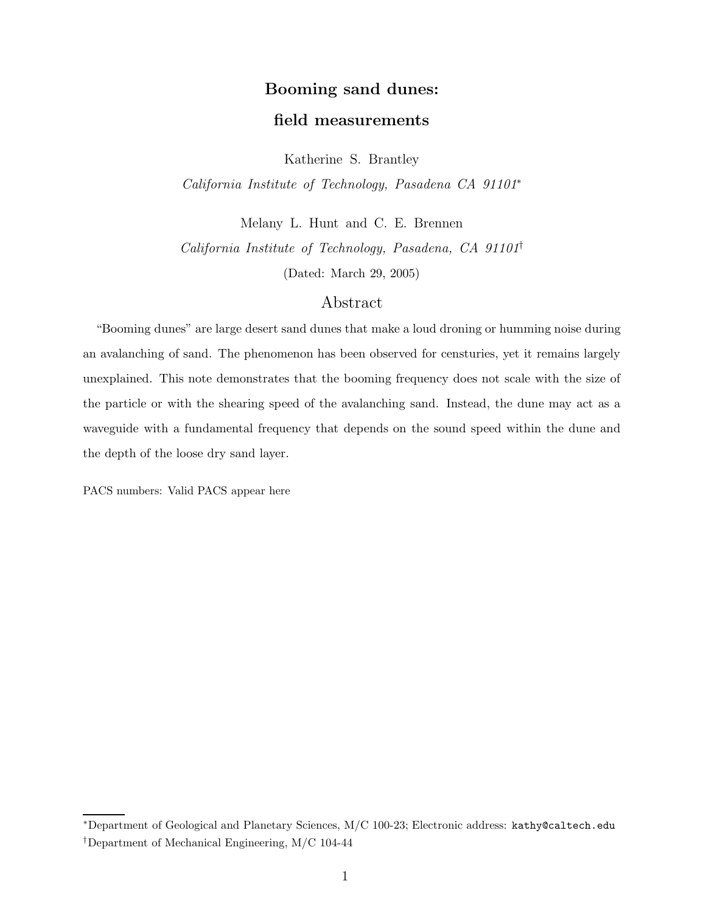# Booming sand dunes: field measurements

Katherine S. Brantley

*California Institute of Technology, Pasadena CA 91101*[*]

Melany L. Hunt and C. E. Brennen

*California Institute of Technology, Pasadena, CA 91101*[†]

(Dated: March 29, 2005)

## Abstract

"Booming dunes" are large desert sand dunes that make a loud droning or humming noise during an avalanching of sand. The phenomenon has been observed for censturies, yet it remains largely unexplained. This note demonstrates that the booming frequency does not scale with the size of the particle or with the shearing speed of the avalanching sand. Instead, the dune may act as a waveguide with a fundamental frequency that depends on the sound speed within the dune and the depth of the loose dry sand layer.

PACS numbers: Valid PACS appear here

[*] Department of Geological and Planetary Sciences, M/C 100-23; Electronic address: kathy@caltech.edu

[†] Department of Mechanical Engineering, M/C 104-44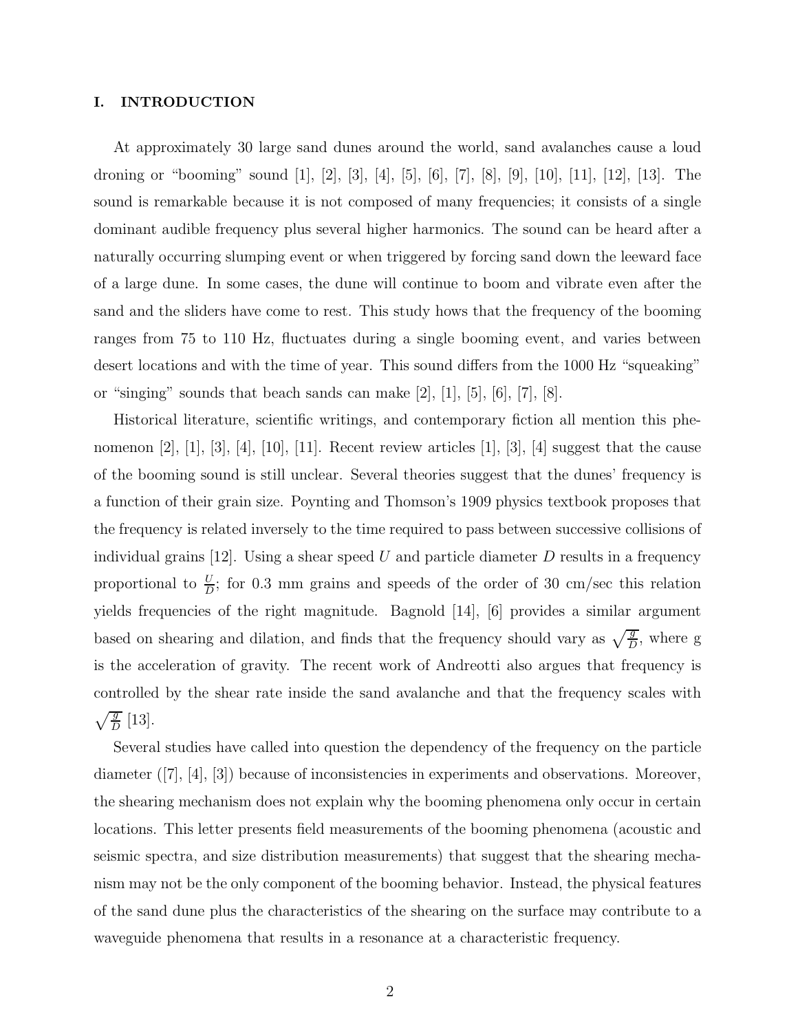## I. INTRODUCTION

At approximately 30 large sand dunes around the world, sand avalanches cause a loud droning or "booming" sound [1], [2], [3], [4], [5], [6], [7], [8], [9], [10], [11], [12], [13]. The sound is remarkable because it is not composed of many frequencies; it consists of a single dominant audible frequency plus several higher harmonics. The sound can be heard after a naturally occurring slumping event or when triggered by forcing sand down the leeward face of a large dune. In some cases, the dune will continue to boom and vibrate even after the sand and the sliders have come to rest. This study hows that the frequency of the booming ranges from 75 to 110 Hz, fluctuates during a single booming event, and varies between desert locations and with the time of year. This sound differs from the 1000 Hz "squeaking" or "singing" sounds that beach sands can make [2], [1], [5], [6], [7], [8].

Historical literature, scientific writings, and contemporary fiction all mention this phenomenon [2], [1], [3], [4], [10], [11]. Recent review articles [1], [3], [4] suggest that the cause of the booming sound is still unclear. Several theories suggest that the dunes' frequency is a function of their grain size. Poynting and Thomson's 1909 physics textbook proposes that the frequency is related inversely to the time required to pass between successive collisions of individual grains [12]. Using a shear speed $U$ and particle diameter $D$ results in a frequency proportional to $\frac{U}{D}$; for 0.3 mm grains and speeds of the order of 30 cm/sec this relation yields frequencies of the right magnitude. Bagnold [14], [6] provides a similar argument based on shearing and dilation, and finds that the frequency should vary as $\sqrt{\frac{g}{D}}$, where g is the acceleration of gravity. The recent work of Andreotti also argues that frequency is controlled by the shear rate inside the sand avalanche and that the frequency scales with $\sqrt{\frac{g}{D}}$ [13].

Several studies have called into question the dependency of the frequency on the particle diameter ([7], [4], [3]) because of inconsistencies in experiments and observations. Moreover, the shearing mechanism does not explain why the booming phenomena only occur in certain locations. This letter presents field measurements of the booming phenomena (acoustic and seismic spectra, and size distribution measurements) that suggest that the shearing mechanism may not be the only component of the booming behavior. Instead, the physical features of the sand dune plus the characteristics of the shearing on the surface may contribute to a waveguide phenomena that results in a resonance at a characteristic frequency.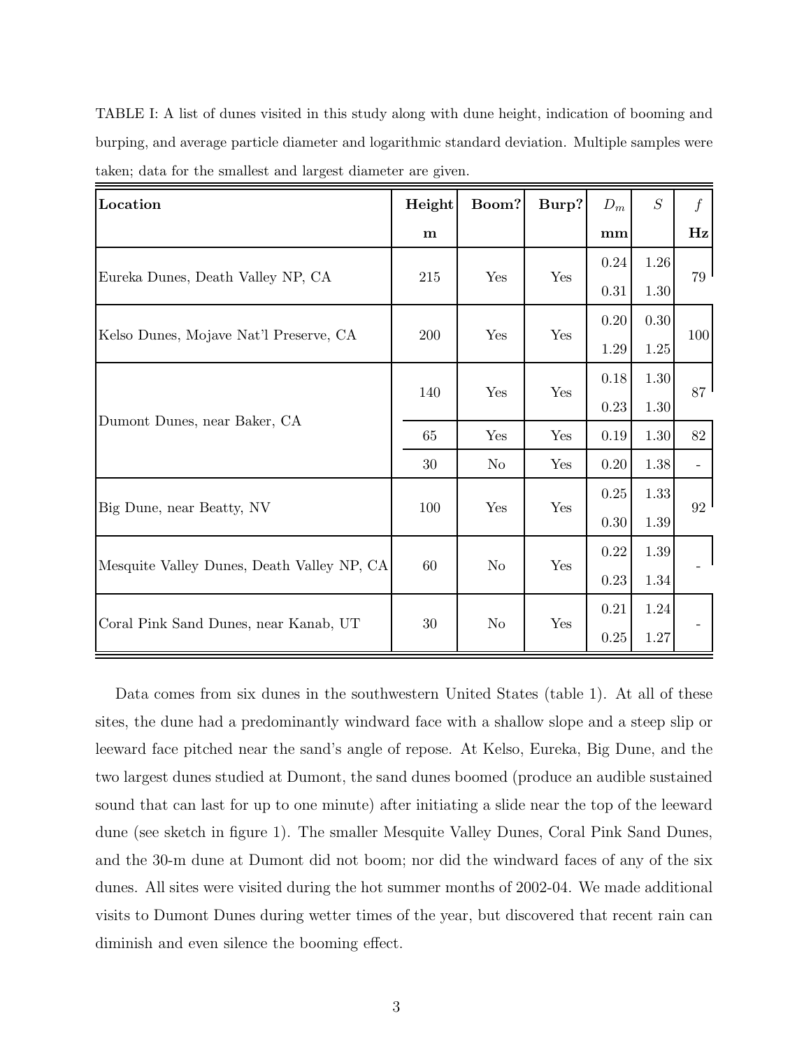TABLE I: A list of dunes visited in this study along with dune height, indication of booming and burping, and average particle diameter and logarithmic standard deviation. Multiple samples were taken; data for the smallest and largest diameter are given.

| Location | Height (m) | Boom? | Burp? | $D_m$ (mm) | $S$ | $f$ (Hz) |
|---|---|---|---|---|---|---|
| Eureka Dunes, Death Valley NP, CA | 215 | Yes | Yes | 0.24 | 1.26 | 79 |
| | | | | 0.31 | 1.30 | |
| Kelso Dunes, Mojave Nat'l Preserve, CA | 200 | Yes | Yes | 0.20 | 0.30 | 100 |
| | | | | 1.29 | 1.25 | |
| Dumont Dunes, near Baker, CA | 140 | Yes | Yes | 0.18 | 1.30 | 87 |
| | | | | 0.23 | 1.30 | |
| | 65 | Yes | Yes | 0.19 | 1.30 | 82 |
| | 30 | No | Yes | 0.20 | 1.38 | - |
| Big Dune, near Beatty, NV | 100 | Yes | Yes | 0.25 | 1.33 | 92 |
| | | | | 0.30 | 1.39 | |
| Mesquite Valley Dunes, Death Valley NP, CA | 60 | No | Yes | 0.22 | 1.39 | - |
| | | | | 0.23 | 1.34 | |
| Coral Pink Sand Dunes, near Kanab, UT | 30 | No | Yes | 0.21 | 1.24 | - |
| | | | | 0.25 | 1.27 | |

Data comes from six dunes in the southwestern United States (table 1). At all of these sites, the dune had a predominantly windward face with a shallow slope and a steep slip or leeward face pitched near the sand's angle of repose. At Kelso, Eureka, Big Dune, and the two largest dunes studied at Dumont, the sand dunes boomed (produce an audible sustained sound that can last for up to one minute) after initiating a slide near the top of the leeward dune (see sketch in figure 1). The smaller Mesquite Valley Dunes, Coral Pink Sand Dunes, and the 30-m dune at Dumont did not boom; nor did the windward faces of any of the six dunes. All sites were visited during the hot summer months of 2002-04. We made additional visits to Dumont Dunes during wetter times of the year, but discovered that recent rain can diminish and even silence the booming effect.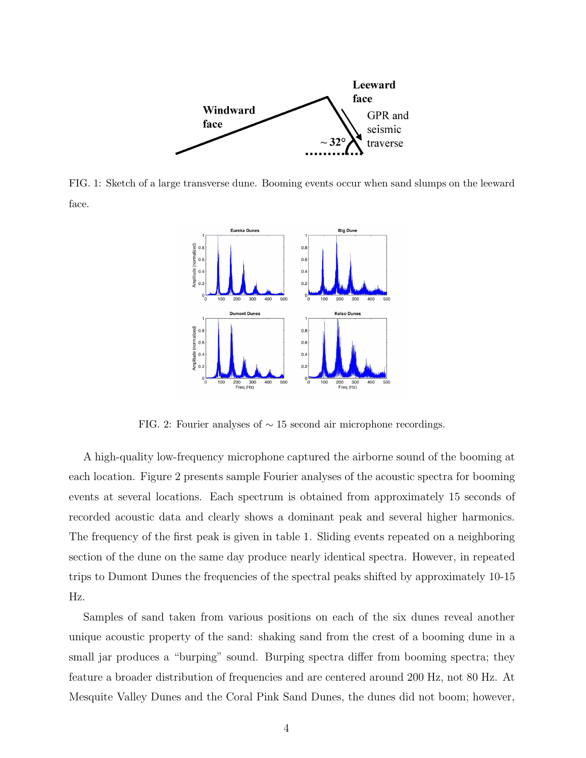FIG. 1: Sketch of a large transverse dune. Booming events occur when sand slumps on the leeward face.

FIG. 2: Fourier analyses of ∼ 15 second air microphone recordings.

A high-quality low-frequency microphone captured the airborne sound of the booming at each location. Figure 2 presents sample Fourier analyses of the acoustic spectra for booming events at several locations. Each spectrum is obtained from approximately 15 seconds of recorded acoustic data and clearly shows a dominant peak and several higher harmonics. The frequency of the first peak is given in table 1. Sliding events repeated on a neighboring section of the dune on the same day produce nearly identical spectra. However, in repeated trips to Dumont Dunes the frequencies of the spectral peaks shifted by approximately 10-15 Hz.

Samples of sand taken from various positions on each of the six dunes reveal another unique acoustic property of the sand: shaking sand from the crest of a booming dune in a small jar produces a "burping" sound. Burping spectra differ from booming spectra; they feature a broader distribution of frequencies and are centered around 200 Hz, not 80 Hz. At Mesquite Valley Dunes and the Coral Pink Sand Dunes, the dunes did not boom; however,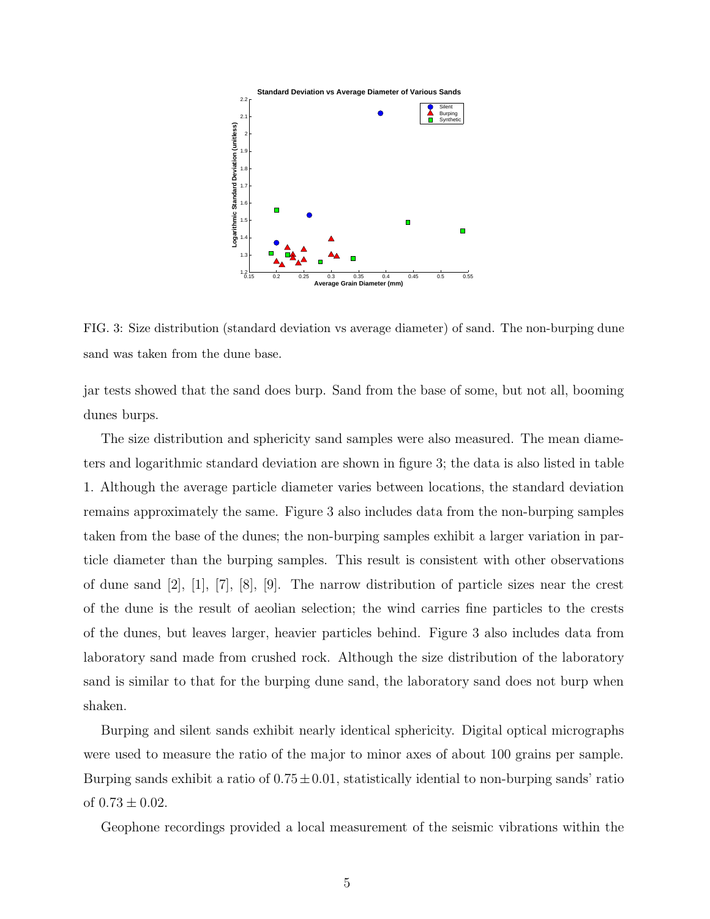FIG. 3: Size distribution (standard deviation vs average diameter) of sand. The non-burping dune sand was taken from the dune base.

jar tests showed that the sand does burp. Sand from the base of some, but not all, booming dunes burps.

The size distribution and sphericity sand samples were also measured. The mean diameters and logarithmic standard deviation are shown in figure 3; the data is also listed in table 1. Although the average particle diameter varies between locations, the standard deviation remains approximately the same. Figure 3 also includes data from the non-burping samples taken from the base of the dunes; the non-burping samples exhibit a larger variation in particle diameter than the burping samples. This result is consistent with other observations of dune sand [2], [1], [7], [8], [9]. The narrow distribution of particle sizes near the crest of the dune is the result of aeolian selection; the wind carries fine particles to the crests of the dunes, but leaves larger, heavier particles behind. Figure 3 also includes data from laboratory sand made from crushed rock. Although the size distribution of the laboratory sand is similar to that for the burping dune sand, the laboratory sand does not burp when shaken.

Burping and silent sands exhibit nearly identical sphericity. Digital optical micrographs were used to measure the ratio of the major to minor axes of about 100 grains per sample. Burping sands exhibit a ratio of $0.75 \pm 0.01$, statistically idential to non-burping sands' ratio of $0.73 \pm 0.02$.

Geophone recordings provided a local measurement of the seismic vibrations within the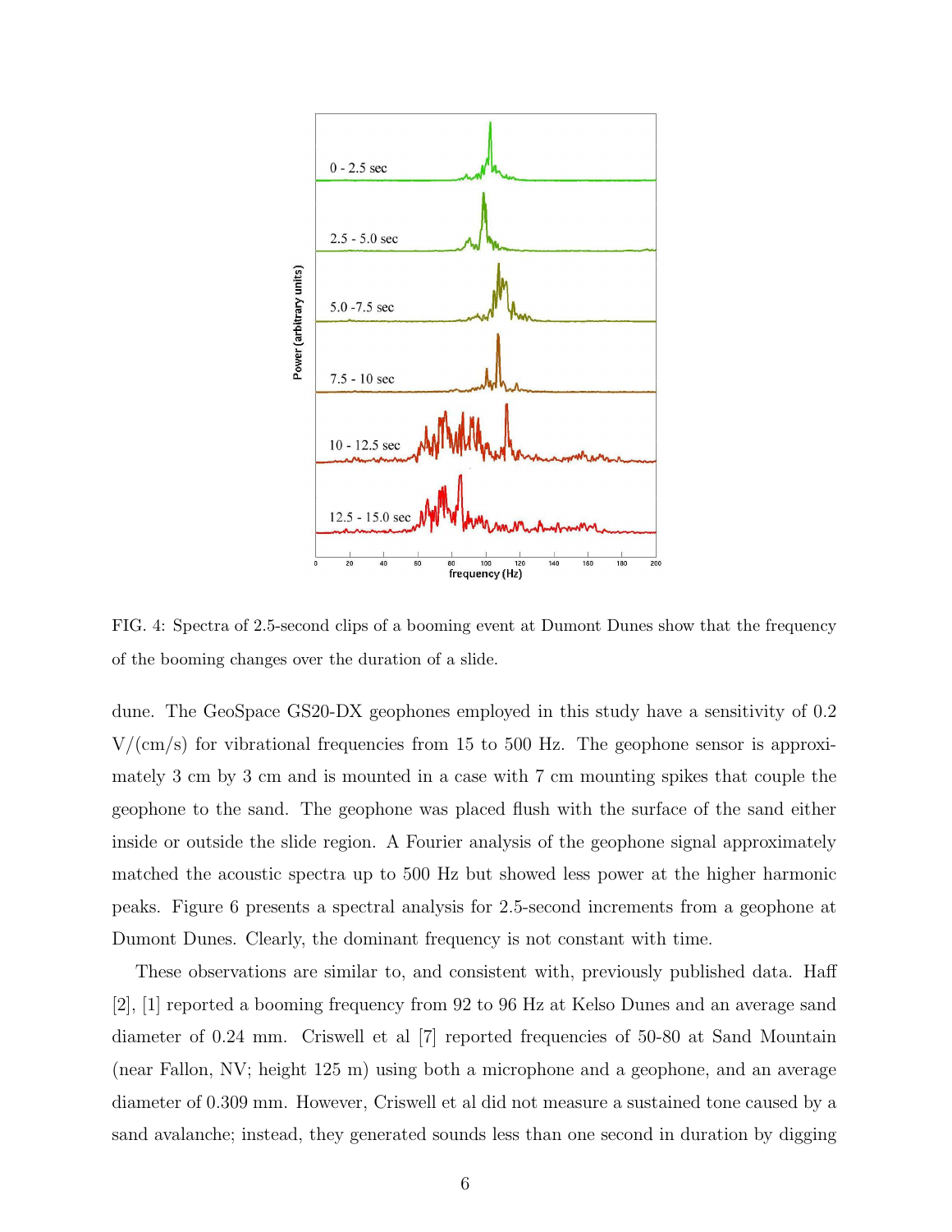FIG. 4: Spectra of 2.5-second clips of a booming event at Dumont Dunes show that the frequency of the booming changes over the duration of a slide.

dune. The GeoSpace GS20-DX geophones employed in this study have a sensitivity of 0.2 V/(cm/s) for vibrational frequencies from 15 to 500 Hz. The geophone sensor is approximately 3 cm by 3 cm and is mounted in a case with 7 cm mounting spikes that couple the geophone to the sand. The geophone was placed flush with the surface of the sand either inside or outside the slide region. A Fourier analysis of the geophone signal approximately matched the acoustic spectra up to 500 Hz but showed less power at the higher harmonic peaks. Figure 6 presents a spectral analysis for 2.5-second increments from a geophone at Dumont Dunes. Clearly, the dominant frequency is not constant with time.

These observations are similar to, and consistent with, previously published data. Haff [2], [1] reported a booming frequency from 92 to 96 Hz at Kelso Dunes and an average sand diameter of 0.24 mm. Criswell et al [7] reported frequencies of 50-80 at Sand Mountain (near Fallon, NV; height 125 m) using both a microphone and a geophone, and an average diameter of 0.309 mm. However, Criswell et al did not measure a sustained tone caused by a sand avalanche; instead, they generated sounds less than one second in duration by digging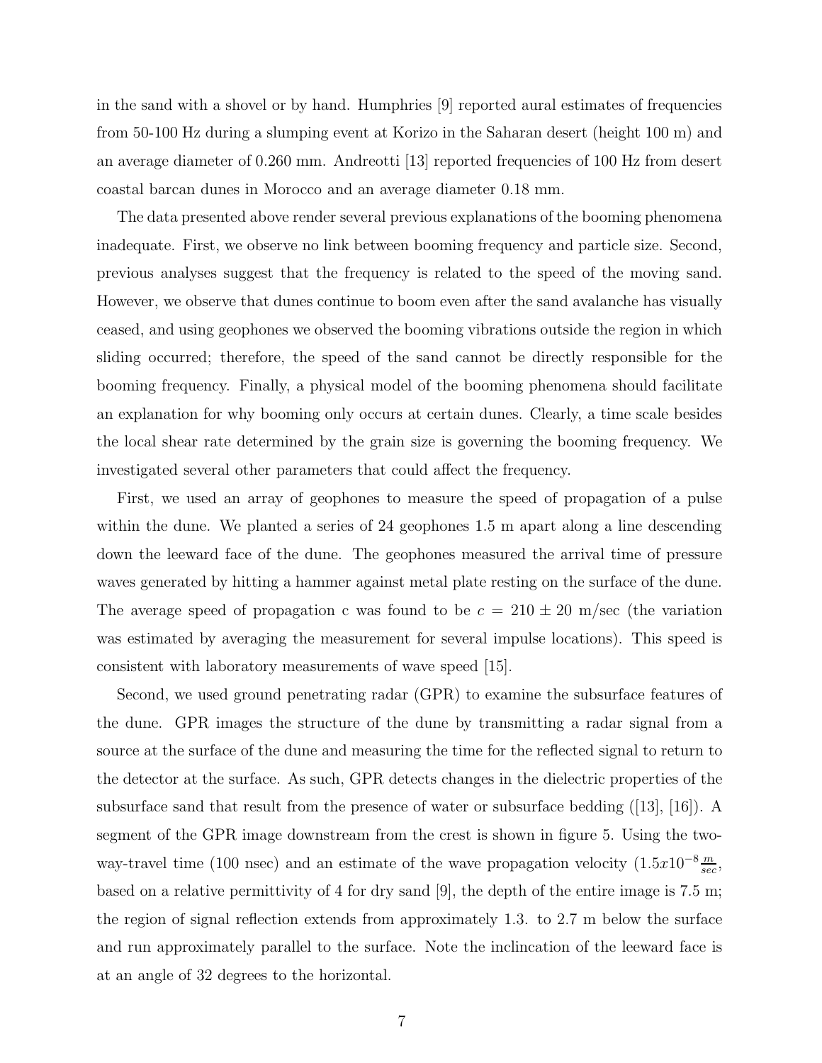in the sand with a shovel or by hand. Humphries [9] reported aural estimates of frequencies from 50-100 Hz during a slumping event at Korizo in the Saharan desert (height 100 m) and an average diameter of 0.260 mm. Andreotti [13] reported frequencies of 100 Hz from desert coastal barcan dunes in Morocco and an average diameter 0.18 mm.

The data presented above render several previous explanations of the booming phenomena inadequate. First, we observe no link between booming frequency and particle size. Second, previous analyses suggest that the frequency is related to the speed of the moving sand. However, we observe that dunes continue to boom even after the sand avalanche has visually ceased, and using geophones we observed the booming vibrations outside the region in which sliding occurred; therefore, the speed of the sand cannot be directly responsible for the booming frequency. Finally, a physical model of the booming phenomena should facilitate an explanation for why booming only occurs at certain dunes. Clearly, a time scale besides the local shear rate determined by the grain size is governing the booming frequency. We investigated several other parameters that could affect the frequency.

First, we used an array of geophones to measure the speed of propagation of a pulse within the dune. We planted a series of 24 geophones 1.5 m apart along a line descending down the leeward face of the dune. The geophones measured the arrival time of pressure waves generated by hitting a hammer against metal plate resting on the surface of the dune. The average speed of propagation c was found to be $c = 210 \pm 20$ m/sec (the variation was estimated by averaging the measurement for several impulse locations). This speed is consistent with laboratory measurements of wave speed [15].

Second, we used ground penetrating radar (GPR) to examine the subsurface features of the dune. GPR images the structure of the dune by transmitting a radar signal from a source at the surface of the dune and measuring the time for the reflected signal to return to the detector at the surface. As such, GPR detects changes in the dielectric properties of the subsurface sand that result from the presence of water or subsurface bedding ([13], [16]). A segment of the GPR image downstream from the crest is shown in figure 5. Using the two-way-travel time (100 nsec) and an estimate of the wave propagation velocity ($1.5x10^{-8} \frac{m}{sec}$, based on a relative permittivity of 4 for dry sand [9], the depth of the entire image is 7.5 m; the region of signal reflection extends from approximately 1.3. to 2.7 m below the surface and run approximately parallel to the surface. Note the inclincation of the leeward face is at an angle of 32 degrees to the horizontal.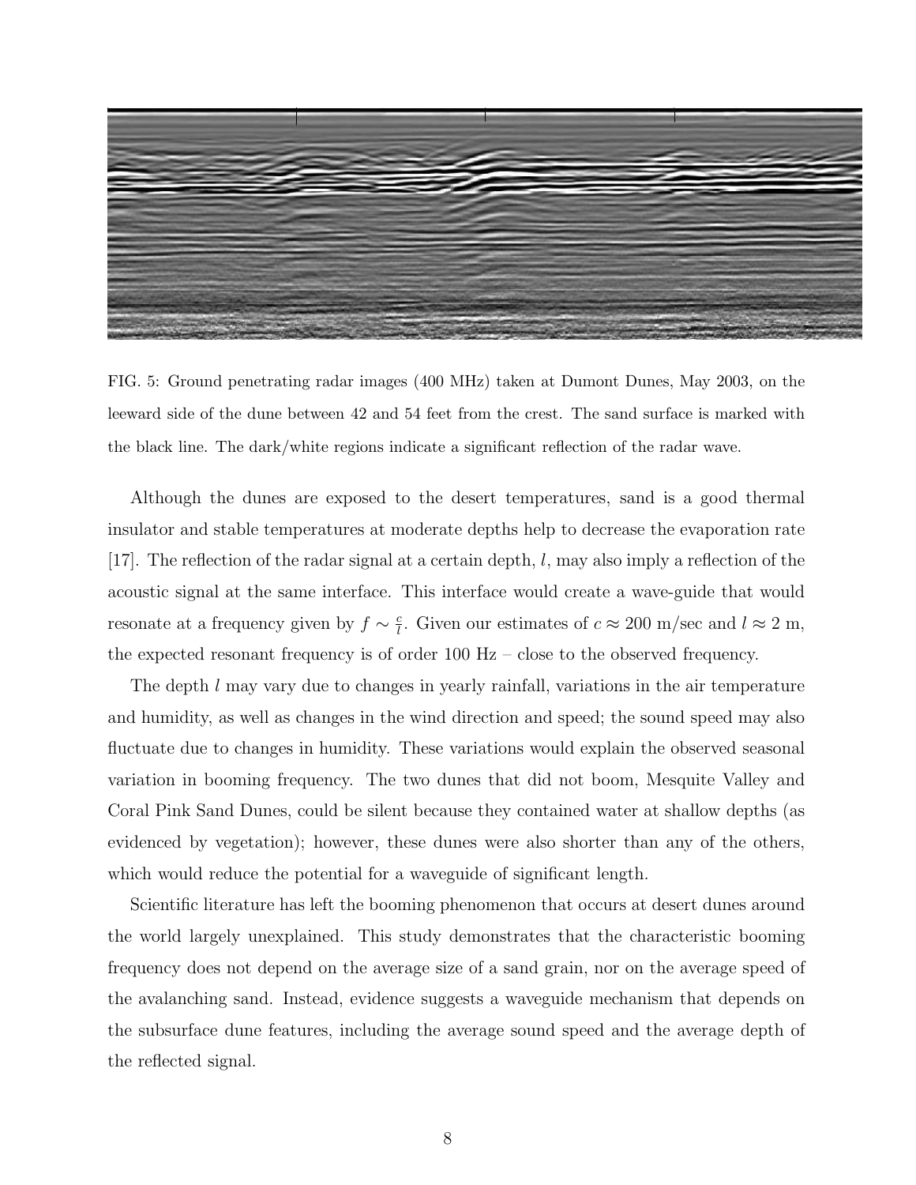FIG. 5: Ground penetrating radar images (400 MHz) taken at Dumont Dunes, May 2003, on the leeward side of the dune between 42 and 54 feet from the crest. The sand surface is marked with the black line. The dark/white regions indicate a significant reflection of the radar wave.

Although the dunes are exposed to the desert temperatures, sand is a good thermal insulator and stable temperatures at moderate depths help to decrease the evaporation rate [17]. The reflection of the radar signal at a certain depth, $l$, may also imply a reflection of the acoustic signal at the same interface. This interface would create a wave-guide that would resonate at a frequency given by $f \sim \frac{c}{l}$. Given our estimates of $c \approx 200$ m/sec and $l \approx 2$ m, the expected resonant frequency is of order 100 Hz – close to the observed frequency.

The depth $l$ may vary due to changes in yearly rainfall, variations in the air temperature and humidity, as well as changes in the wind direction and speed; the sound speed may also fluctuate due to changes in humidity. These variations would explain the observed seasonal variation in booming frequency. The two dunes that did not boom, Mesquite Valley and Coral Pink Sand Dunes, could be silent because they contained water at shallow depths (as evidenced by vegetation); however, these dunes were also shorter than any of the others, which would reduce the potential for a waveguide of significant length.

Scientific literature has left the booming phenomenon that occurs at desert dunes around the world largely unexplained. This study demonstrates that the characteristic booming frequency does not depend on the average size of a sand grain, nor on the average speed of the avalanching sand. Instead, evidence suggests a waveguide mechanism that depends on the subsurface dune features, including the average sound speed and the average depth of the reflected signal.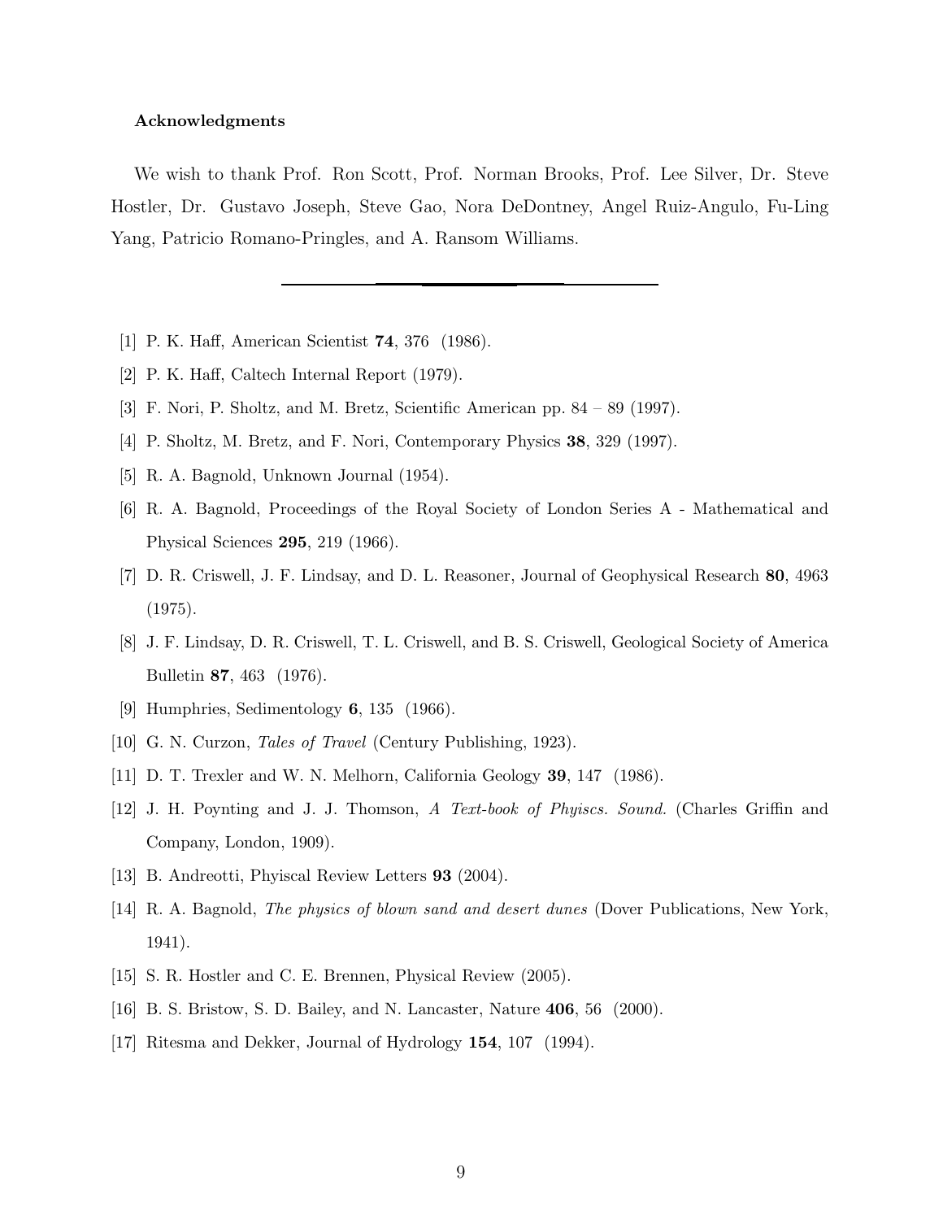**Acknowledgments**

We wish to thank Prof. Ron Scott, Prof. Norman Brooks, Prof. Lee Silver, Dr. Steve Hostler, Dr. Gustavo Joseph, Steve Gao, Nora DeDontney, Angel Ruiz-Angulo, Fu-Ling Yang, Patricio Romano-Pringles, and A. Ransom Williams.

---

[1] P. K. Haff, American Scientist **74**, 376 (1986).

[2] P. K. Haff, Caltech Internal Report (1979).

[3] F. Nori, P. Sholtz, and M. Bretz, Scientific American pp. 84 – 89 (1997).

[4] P. Sholtz, M. Bretz, and F. Nori, Contemporary Physics **38**, 329 (1997).

[5] R. A. Bagnold, Unknown Journal (1954).

[6] R. A. Bagnold, Proceedings of the Royal Society of London Series A - Mathematical and Physical Sciences **295**, 219 (1966).

[7] D. R. Criswell, J. F. Lindsay, and D. L. Reasoner, Journal of Geophysical Research **80**, 4963 (1975).

[8] J. F. Lindsay, D. R. Criswell, T. L. Criswell, and B. S. Criswell, Geological Society of America Bulletin **87**, 463 (1976).

[9] Humphries, Sedimentology **6**, 135 (1966).

[10] G. N. Curzon, *Tales of Travel* (Century Publishing, 1923).

[11] D. T. Trexler and W. N. Melhorn, California Geology **39**, 147 (1986).

[12] J. H. Poynting and J. J. Thomson, *A Text-book of Phyiscs. Sound.* (Charles Griffin and Company, London, 1909).

[13] B. Andreotti, Phyiscal Review Letters **93** (2004).

[14] R. A. Bagnold, *The physics of blown sand and desert dunes* (Dover Publications, New York, 1941).

[15] S. R. Hostler and C. E. Brennen, Physical Review (2005).

[16] B. S. Bristow, S. D. Bailey, and N. Lancaster, Nature **406**, 56 (2000).

[17] Ritesma and Dekker, Journal of Hydrology **154**, 107 (1994).